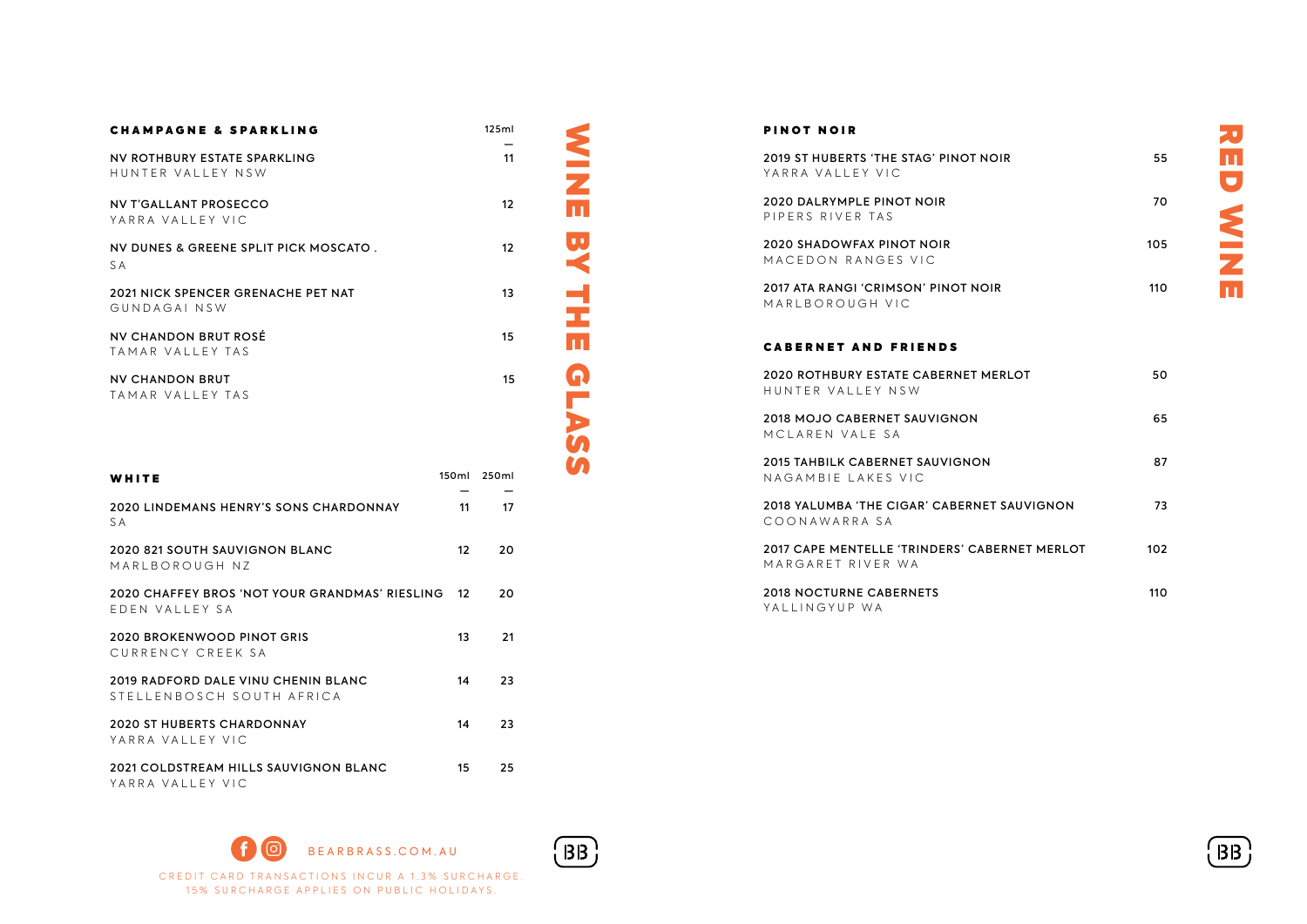# WINE BY THE GLASS

## CHAMPAGNE & SPARKLING

| | 125ml |
|---|---|
| NV ROTHBURY ESTATE SPARKLING<br>HUNTER VALLEY NSW | 11 |
| NV T'GALLANT PROSECCO<br>YARRA VALLEY VIC | 12 |
| NV DUNES & GREENE SPLIT PICK MOSCATO .<br>SA | 12 |
| 2021 NICK SPENCER GRENACHE PET NAT<br>GUNDAGAI NSW | 13 |
| NV CHANDON BRUT ROSÉ<br>TAMAR VALLEY TAS | 15 |
| NV CHANDON BRUT<br>TAMAR VALLEY TAS | 15 |

## WHITE

| | 150ml | 250ml |
|---|---|---|
| 2020 LINDEMANS HENRY'S SONS CHARDONNAY<br>SA | 11 | 17 |
| 2020 821 SOUTH SAUVIGNON BLANC<br>MARLBOROUGH NZ | 12 | 20 |
| 2020 CHAFFEY BROS 'NOT YOUR GRANDMAS' RIESLING<br>EDEN VALLEY SA | 12 | 20 |
| 2020 BROKENWOOD PINOT GRIS<br>CURRENCY CREEK SA | 13 | 21 |
| 2019 RADFORD DALE VINU CHENIN BLANC<br>STELLENBOSCH SOUTH AFRICA | 14 | 23 |
| 2020 ST HUBERTS CHARDONNAY<br>YARRA VALLEY VIC | 14 | 23 |
| 2021 COLDSTREAM HILLS SAUVIGNON BLANC<br>YARRA VALLEY VIC | 15 | 25 |

BEARBRASS.COM.AU

CREDIT CARD TRANSACTIONS INCUR A 1.3% SURCHARGE.
15% SURCHARGE APPLIES ON PUBLIC HOLIDAYS.

# RED WINE

## PINOT NOIR

| | |
|---|---|
| 2019 ST HUBERTS 'THE STAG' PINOT NOIR<br>YARRA VALLEY VIC | 55 |
| 2020 DALRYMPLE PINOT NOIR<br>PIPERS RIVER TAS | 70 |
| 2020 SHADOWFAX PINOT NOIR<br>MACEDON RANGES VIC | 105 |
| 2017 ATA RANGI 'CRIMSON' PINOT NOIR<br>MARLBOROUGH VIC | 110 |

## CABERNET AND FRIENDS

| | |
|---|---|
| 2020 ROTHBURY ESTATE CABERNET MERLOT<br>HUNTER VALLEY NSW | 50 |
| 2018 MOJO CABERNET SAUVIGNON<br>MCLAREN VALE SA | 65 |
| 2015 TAHBILK CABERNET SAUVIGNON<br>NAGAMBIE LAKES VIC | 87 |
| 2018 YALUMBA 'THE CIGAR' CABERNET SAUVIGNON<br>COONAWARRA SA | 73 |
| 2017 CAPE MENTELLE 'TRINDERS' CABERNET MERLOT<br>MARGARET RIVER WA | 102 |
| 2018 NOCTURNE CABERNETS<br>YALLINGYUP WA | 110 |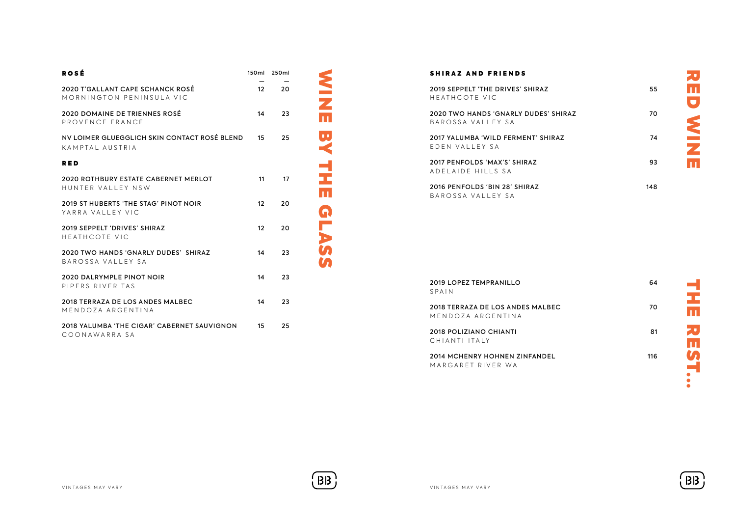# WINE BY THE GLASS

## ROSÉ

| ROSÉ | 150ml | 250ml |
|---|---|---|
| 2020 T'GALLANT CAPE SCHANCK ROSÉ<br>MORNINGTON PENINSULA VIC | 12 | 20 |
| 2020 DOMAINE DE TRIENNES ROSÉ<br>PROVENCE FRANCE | 14 | 23 |
| NV LOIMER GLUEGGLICH SKIN CONTACT ROSÉ BLEND<br>KAMPTAL AUSTRIA | 15 | 25 |

## RED

| RED | 150ml | 250ml |
|---|---|---|
| 2020 ROTHBURY ESTATE CABERNET MERLOT<br>HUNTER VALLEY NSW | 11 | 17 |
| 2019 ST HUBERTS 'THE STAG' PINOT NOIR<br>YARRA VALLEY VIC | 12 | 20 |
| 2019 SEPPELT 'DRIVES' SHIRAZ<br>HEATHCOTE VIC | 12 | 20 |
| 2020 TWO HANDS 'GNARLY DUDES' SHIRAZ<br>BAROSSA VALLEY SA | 14 | 23 |
| 2020 DALRYMPLE PINOT NOIR<br>PIPERS RIVER TAS | 14 | 23 |
| 2018 TERRAZA DE LOS ANDES MALBEC<br>MENDOZA ARGENTINA | 14 | 23 |
| 2018 YALUMBA 'THE CIGAR' CABERNET SAUVIGNON<br>COONAWARRA SA | 15 | 25 |

VINTAGES MAY VARY

# RED WINE

## SHIRAZ AND FRIENDS

| SHIRAZ AND FRIENDS | |
|---|---|
| 2019 SEPPELT 'THE DRIVES' SHIRAZ<br>HEATHCOTE VIC | 55 |
| 2020 TWO HANDS 'GNARLY DUDES' SHIRAZ<br>BAROSSA VALLEY SA | 70 |
| 2017 YALUMBA 'WILD FERMENT' SHIRAZ<br>EDEN VALLEY SA | 74 |
| 2017 PENFOLDS 'MAX'S' SHIRAZ<br>ADELAIDE HILLS SA | 93 |
| 2016 PENFOLDS 'BIN 28' SHIRAZ<br>BAROSSA VALLEY SA | 148 |

## THE REST...

| THE REST... | |
|---|---|
| 2019 LOPEZ TEMPRANILLO<br>SPAIN | 64 |
| 2018 TERRAZA DE LOS ANDES MALBEC<br>MENDOZA ARGENTINA | 70 |
| 2018 POLIZIANO CHIANTI<br>CHIANTI ITALY | 81 |
| 2014 MCHENRY HOHNEN ZINFANDEL<br>MARGARET RIVER WA | 116 |

VINTAGES MAY VARY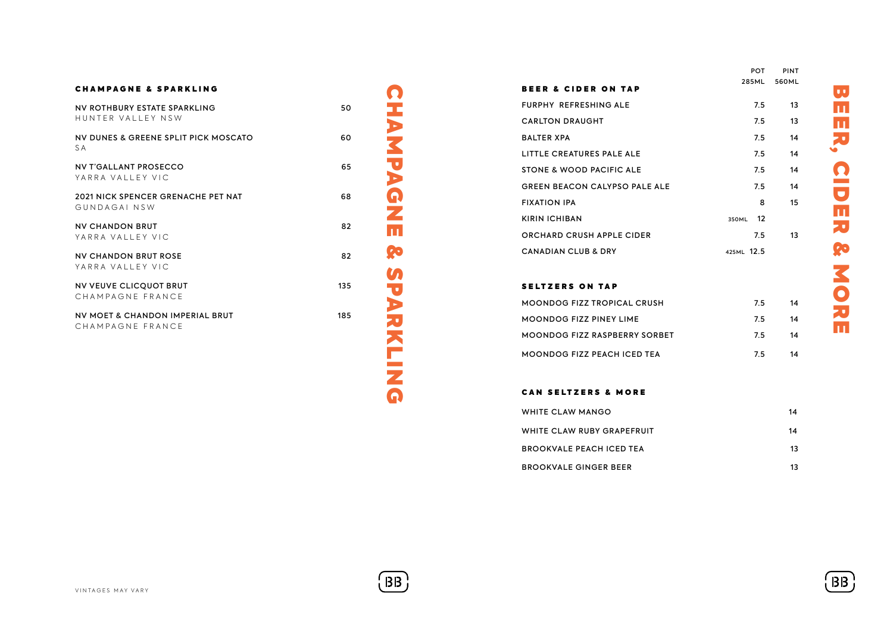## CHAMPAGNE & SPARKLING

| Wine | Price |
|---|---|
| NV ROTHBURY ESTATE SPARKLING<br>HUNTER VALLEY NSW | 50 |
| NV DUNES & GREENE SPLIT PICK MOSCATO<br>SA | 60 |
| NV T'GALLANT PROSECCO<br>YARRA VALLEY VIC | 65 |
| 2021 NICK SPENCER GRENACHE PET NAT<br>GUNDAGAI NSW | 68 |
| NV CHANDON BRUT<br>YARRA VALLEY VIC | 82 |
| NV CHANDON BRUT ROSE<br>YARRA VALLEY VIC | 82 |
| NV VEUVE CLICQUOT BRUT<br>CHAMPAGNE FRANCE | 135 |
| NV MOET & CHANDON IMPERIAL BRUT<br>CHAMPAGNE FRANCE | 185 |

VINTAGES MAY VARY

## BEER & CIDER ON TAP

| | POT 285ML | PINT 560ML |
|---|---|---|
| FURPHY REFRESHING ALE | 7.5 | 13 |
| CARLTON DRAUGHT | 7.5 | 13 |
| BALTER XPA | 7.5 | 14 |
| LITTLE CREATURES PALE ALE | 7.5 | 14 |
| STONE & WOOD PACIFIC ALE | 7.5 | 14 |
| GREEN BEACON CALYPSO PALE ALE | 7.5 | 14 |
| FIXATION IPA | 8 | 15 |
| KIRIN ICHIBAN | 350ML 12 | |
| ORCHARD CRUSH APPLE CIDER | 7.5 | 13 |
| CANADIAN CLUB & DRY | 425ML 12.5 | |

## SELTZERS ON TAP

| | POT | PINT |
|---|---|---|
| MOONDOG FIZZ TROPICAL CRUSH | 7.5 | 14 |
| MOONDOG FIZZ PINEY LIME | 7.5 | 14 |
| MOONDOG FIZZ RASPBERRY SORBET | 7.5 | 14 |
| MOONDOG FIZZ PEACH ICED TEA | 7.5 | 14 |

## CAN SELTZERS & MORE

| Item | Price |
|---|---|
| WHITE CLAW MANGO | 14 |
| WHITE CLAW RUBY GRAPEFRUIT | 14 |
| BROOKVALE PEACH ICED TEA | 13 |
| BROOKVALE GINGER BEER | 13 |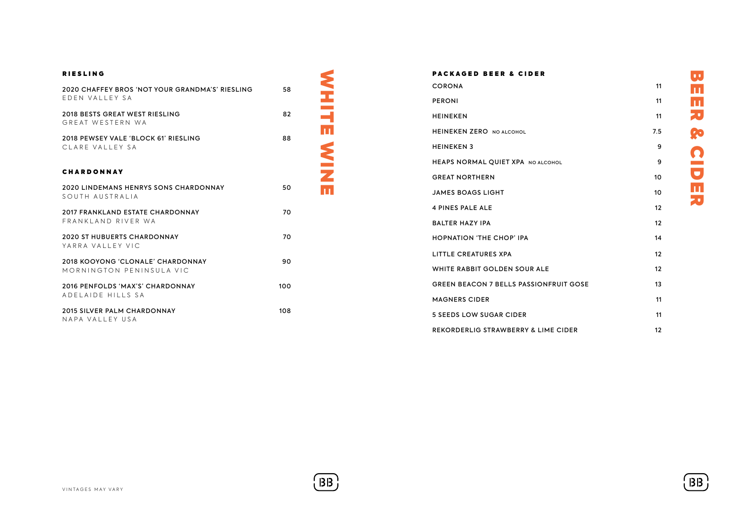# WHITE WINE

## RIESLING

| | |
|---|---|
| 2020 CHAFFEY BROS 'NOT YOUR GRANDMA'S' RIESLING<br>EDEN VALLEY SA | 58 |
| 2018 BESTS GREAT WEST RIESLING<br>GREAT WESTERN WA | 82 |
| 2018 PEWSEY VALE 'BLOCK 61' RIESLING<br>CLARE VALLEY SA | 88 |

## CHARDONNAY

| | |
|---|---|
| 2020 LINDEMANS HENRYS SONS CHARDONNAY<br>SOUTH AUSTRALIA | 50 |
| 2017 FRANKLAND ESTATE CHARDONNAY<br>FRANKLAND RIVER WA | 70 |
| 2020 ST HUBUERTS CHARDONNAY<br>YARRA VALLEY VIC | 70 |
| 2018 KOOYONG 'CLONALE' CHARDONNAY<br>MORNINGTON PENINSULA VIC | 90 |
| 2016 PENFOLDS 'MAX'S' CHARDONNAY<br>ADELAIDE HILLS SA | 100 |
| 2015 SILVER PALM CHARDONNAY<br>NAPA VALLEY USA | 108 |

VINTAGES MAY VARY

# BEER & CIDER

## PACKAGED BEER & CIDER

| | |
|---|---|
| CORONA | 11 |
| PERONI | 11 |
| HEINEKEN | 11 |
| HEINEKEN ZERO NO ALCOHOL | 7.5 |
| HEINEKEN 3 | 9 |
| HEAPS NORMAL QUIET XPA NO ALCOHOL | 9 |
| GREAT NORTHERN | 10 |
| JAMES BOAGS LIGHT | 10 |
| 4 PINES PALE ALE | 12 |
| BALTER HAZY IPA | 12 |
| HOPNATION 'THE CHOP' IPA | 14 |
| LITTLE CREATURES XPA | 12 |
| WHITE RABBIT GOLDEN SOUR ALE | 12 |
| GREEN BEACON 7 BELLS PASSIONFRUIT GOSE | 13 |
| MAGNERS CIDER | 11 |
| 5 SEEDS LOW SUGAR CIDER | 11 |
| REKORDERLIG STRAWBERRY & LIME CIDER | 12 |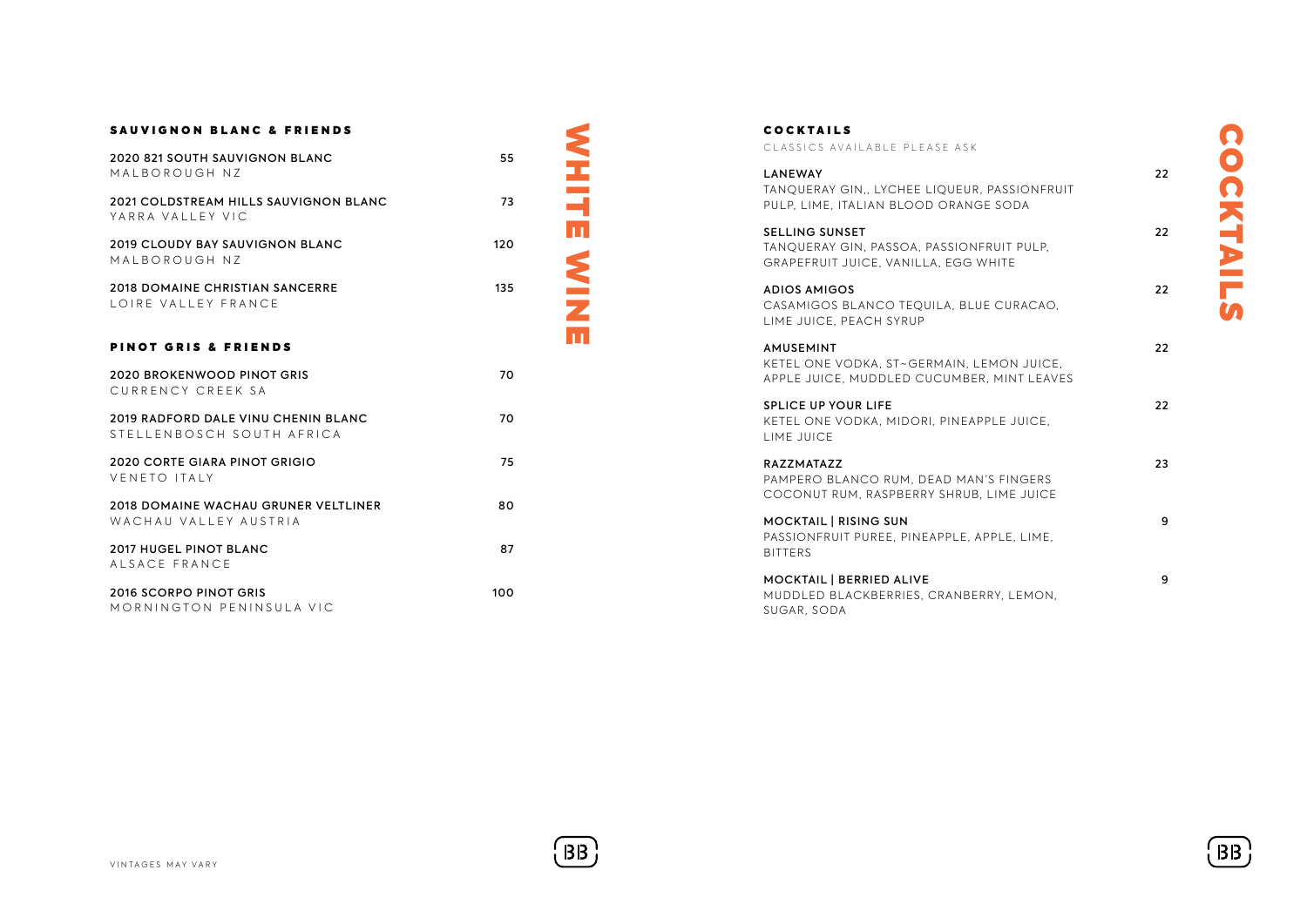# WHITE WINE

## SAUVIGNON BLANC & FRIENDS

| | |
|---|---|
| **2020 821 SOUTH SAUVIGNON BLANC**<br>MALBOROUGH NZ | 55 |
| **2021 COLDSTREAM HILLS SAUVIGNON BLANC**<br>YARRA VALLEY VIC | 73 |
| **2019 CLOUDY BAY SAUVIGNON BLANC**<br>MALBOROUGH NZ | 120 |
| **2018 DOMAINE CHRISTIAN SANCERRE**<br>LOIRE VALLEY FRANCE | 135 |

## PINOT GRIS & FRIENDS

| | |
|---|---|
| **2020 BROKENWOOD PINOT GRIS**<br>CURRENCY CREEK SA | 70 |
| **2019 RADFORD DALE VINU CHENIN BLANC**<br>STELLENBOSCH SOUTH AFRICA | 70 |
| **2020 CORTE GIARA PINOT GRIGIO**<br>VENETO ITALY | 75 |
| **2018 DOMAINE WACHAU GRUNER VELTLINER**<br>WACHAU VALLEY AUSTRIA | 80 |
| **2017 HUGEL PINOT BLANC**<br>ALSACE FRANCE | 87 |
| **2016 SCORPO PINOT GRIS**<br>MORNINGTON PENINSULA VIC | 100 |

VINTAGES MAY VARY

# COCKTAILS

## COCKTAILS

CLASSICS AVAILABLE PLEASE ASK

| | |
|---|---|
| **LANEWAY**<br>TANQUERAY GIN,, LYCHEE LIQUEUR, PASSIONFRUIT PULP, LIME, ITALIAN BLOOD ORANGE SODA | 22 |
| **SELLING SUNSET**<br>TANQUERAY GIN, PASSOA, PASSIONFRUIT PULP, GRAPEFRUIT JUICE, VANILLA, EGG WHITE | 22 |
| **ADIOS AMIGOS**<br>CASAMIGOS BLANCO TEQUILA, BLUE CURACAO, LIME JUICE, PEACH SYRUP | 22 |
| **AMUSEMINT**<br>KETEL ONE VODKA, ST~GERMAIN, LEMON JUICE, APPLE JUICE, MUDDLED CUCUMBER, MINT LEAVES | 22 |
| **SPLICE UP YOUR LIFE**<br>KETEL ONE VODKA, MIDORI, PINEAPPLE JUICE, LIME JUICE | 22 |
| **RAZZMATAZZ**<br>PAMPERO BLANCO RUM, DEAD MAN'S FINGERS COCONUT RUM, RASPBERRY SHRUB, LIME JUICE | 23 |
| **MOCKTAIL \| RISING SUN**<br>PASSIONFRUIT PUREE, PINEAPPLE, APPLE, LIME, BITTERS | 9 |
| **MOCKTAIL \| BERRIED ALIVE**<br>MUDDLED BLACKBERRIES, CRANBERRY, LEMON, SUGAR, SODA | 9 |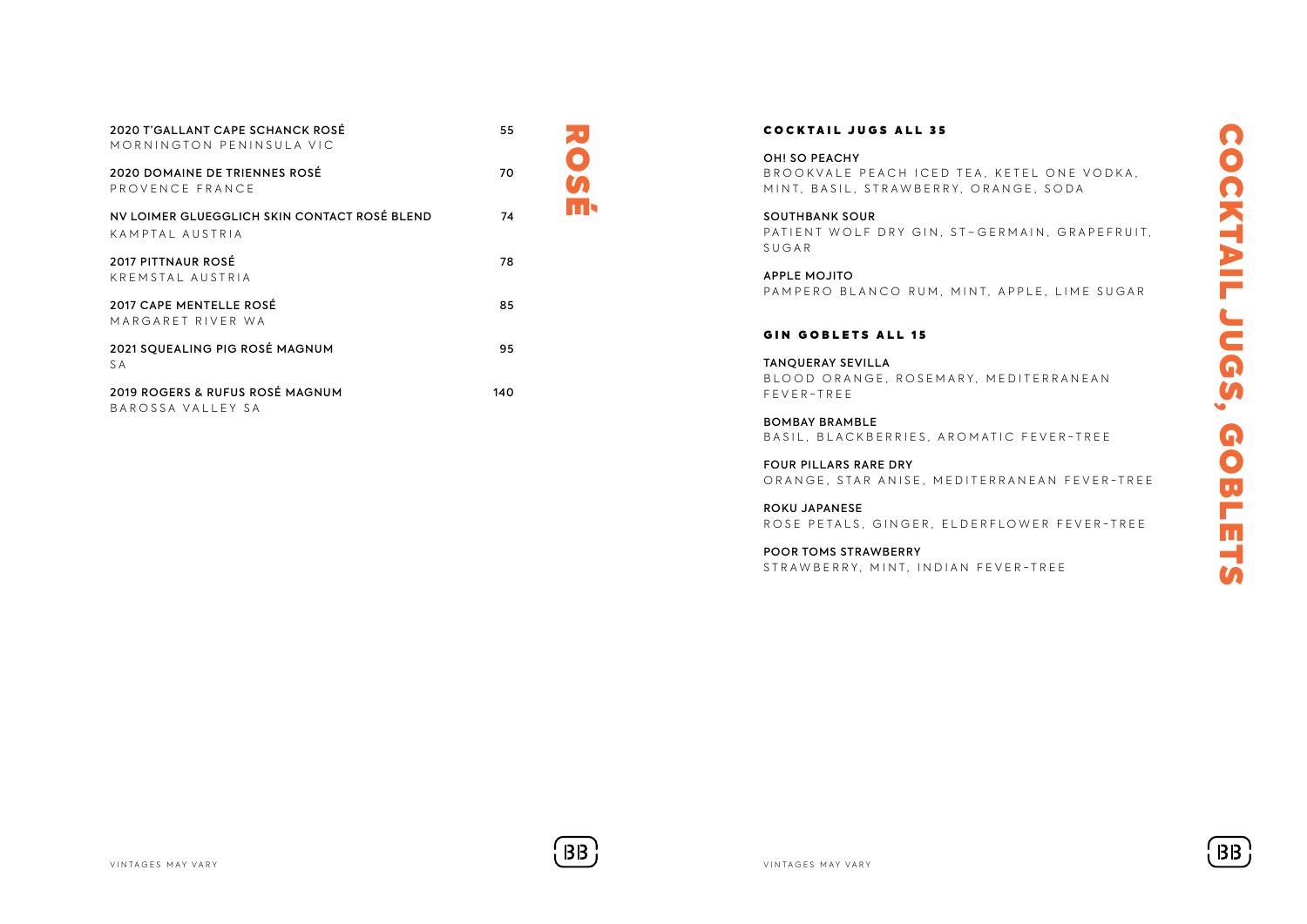# ROSÉ

| | |
|---|---|
| **2020 T'GALLANT CAPE SCHANCK ROSÉ**<br>MORNINGTON PENINSULA VIC | 55 |
| **2020 DOMAINE DE TRIENNES ROSÉ**<br>PROVENCE FRANCE | 70 |
| **NV LOIMER GLUEGGLICH SKIN CONTACT ROSÉ BLEND**<br>KAMPTAL AUSTRIA | 74 |
| **2017 PITTNAUR ROSÉ**<br>KREMSTAL AUSTRIA | 78 |
| **2017 CAPE MENTELLE ROSÉ**<br>MARGARET RIVER WA | 85 |
| **2021 SQUEALING PIG ROSÉ MAGNUM**<br>SA | 95 |
| **2019 ROGERS & RUFUS ROSÉ MAGNUM**<br>BAROSSA VALLEY SA | 140 |

VINTAGES MAY VARY

# COCKTAIL JUGS, GOBLETS

## COCKTAIL JUGS ALL 35

**OH! SO PEACHY**
BROOKVALE PEACH ICED TEA, KETEL ONE VODKA, MINT, BASIL, STRAWBERRY, ORANGE, SODA

**SOUTHBANK SOUR**
PATIENT WOLF DRY GIN, ST~GERMAIN, GRAPEFRUIT, SUGAR

**APPLE MOJITO**
PAMPERO BLANCO RUM, MINT, APPLE, LIME SUGAR

## GIN GOBLETS ALL 15

**TANQUERAY SEVILLA**
BLOOD ORANGE, ROSEMARY, MEDITERRANEAN FEVER-TREE

**BOMBAY BRAMBLE**
BASIL, BLACKBERRIES, AROMATIC FEVER-TREE

**FOUR PILLARS RARE DRY**
ORANGE, STAR ANISE, MEDITERRANEAN FEVER-TREE

**ROKU JAPANESE**
ROSE PETALS, GINGER, ELDERFLOWER FEVER-TREE

**POOR TOMS STRAWBERRY**
STRAWBERRY, MINT, INDIAN FEVER-TREE

VINTAGES MAY VARY